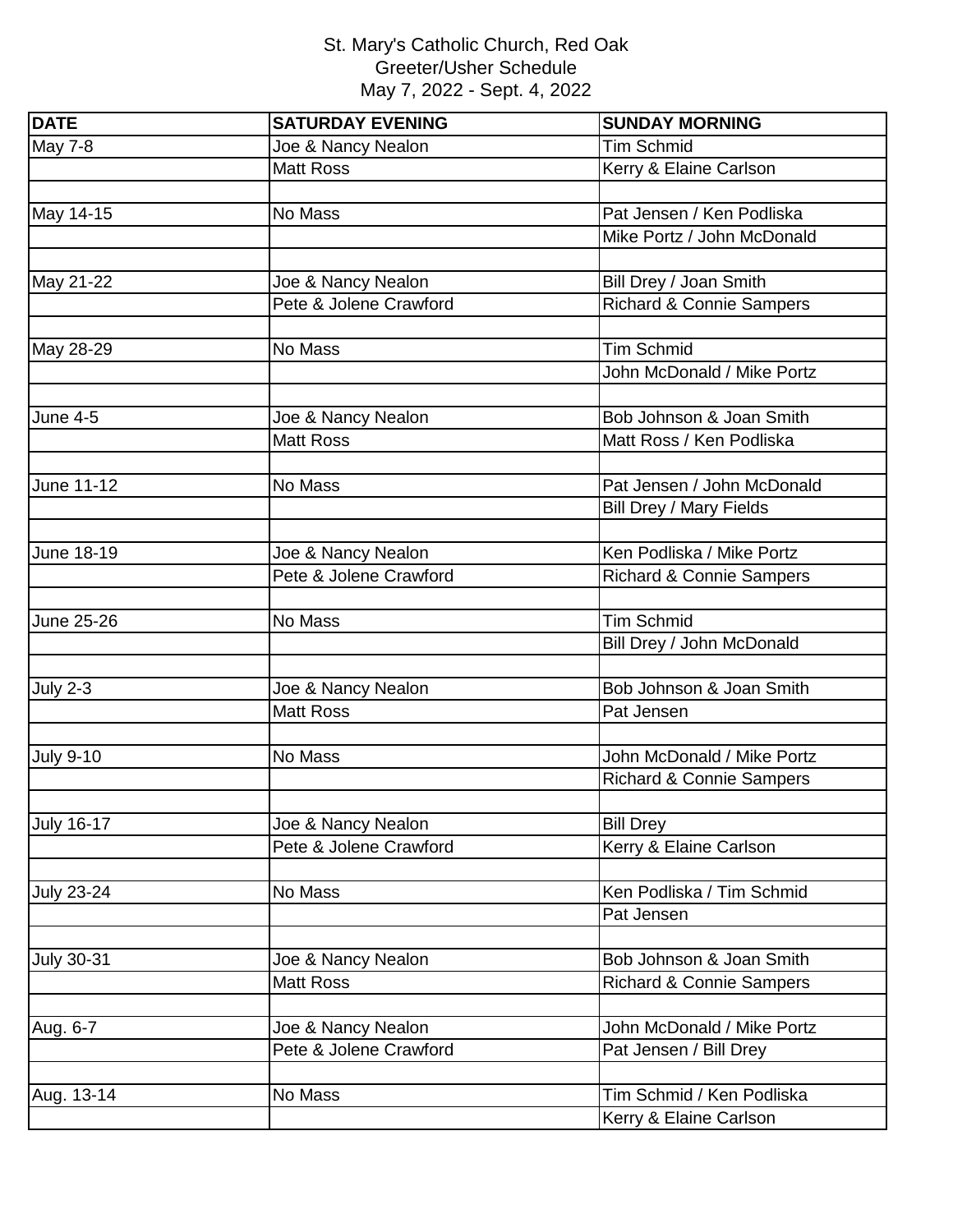St. Mary's Catholic Church, Red Oak
Greeter/Usher Schedule
May 7, 2022 - Sept. 4, 2022

| DATE | SATURDAY EVENING | SUNDAY MORNING |
|---|---|---|
| May 7-8 | Joe & Nancy Nealon | Tim Schmid |
| | Matt Ross | Kerry & Elaine Carlson |
| | | |
| May 14-15 | No Mass | Pat Jensen / Ken Podliska |
| | | Mike Portz / John McDonald |
| | | |
| May 21-22 | Joe & Nancy Nealon | Bill Drey / Joan Smith |
| | Pete & Jolene Crawford | Richard & Connie Sampers |
| | | |
| May 28-29 | No Mass | Tim Schmid |
| | | John McDonald / Mike Portz |
| | | |
| June 4-5 | Joe & Nancy Nealon | Bob Johnson & Joan Smith |
| | Matt Ross | Matt Ross / Ken Podliska |
| | | |
| June 11-12 | No Mass | Pat Jensen / John McDonald |
| | | Bill Drey / Mary Fields |
| | | |
| June 18-19 | Joe & Nancy Nealon | Ken Podliska / Mike Portz |
| | Pete & Jolene Crawford | Richard & Connie Sampers |
| | | |
| June 25-26 | No Mass | Tim Schmid |
| | | Bill Drey / John McDonald |
| | | |
| July 2-3 | Joe & Nancy Nealon | Bob Johnson & Joan Smith |
| | Matt Ross | Pat Jensen |
| | | |
| July 9-10 | No Mass | John McDonald / Mike Portz |
| | | Richard & Connie Sampers |
| | | |
| July 16-17 | Joe & Nancy Nealon | Bill Drey |
| | Pete & Jolene Crawford | Kerry & Elaine Carlson |
| | | |
| July 23-24 | No Mass | Ken Podliska / Tim Schmid |
| | | Pat Jensen |
| | | |
| July 30-31 | Joe & Nancy Nealon | Bob Johnson & Joan Smith |
| | Matt Ross | Richard & Connie Sampers |
| | | |
| Aug. 6-7 | Joe & Nancy Nealon | John McDonald / Mike Portz |
| | Pete & Jolene Crawford | Pat Jensen / Bill Drey |
| | | |
| Aug. 13-14 | No Mass | Tim Schmid / Ken Podliska |
| | | Kerry & Elaine Carlson |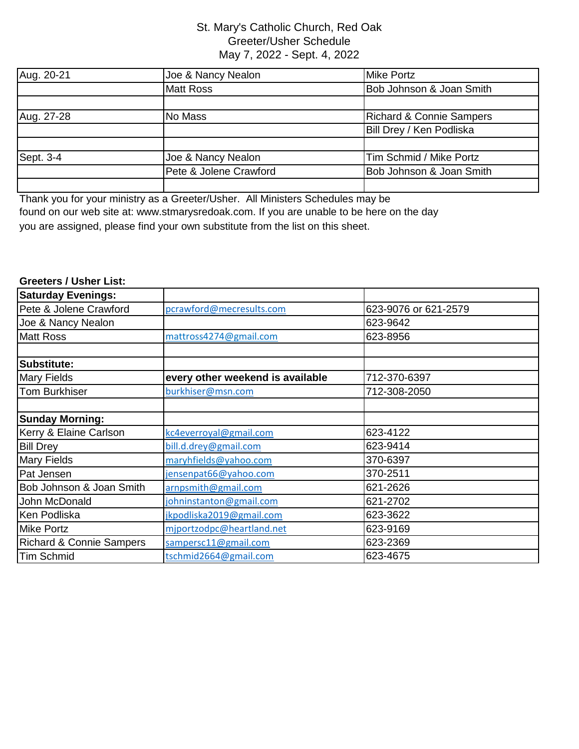St. Mary's Catholic Church, Red Oak
Greeter/Usher Schedule
May 7, 2022 - Sept. 4, 2022

| | | |
|---|---|---|
| Aug. 20-21 | Joe & Nancy Nealon | Mike Portz |
| | Matt Ross | Bob Johnson & Joan Smith |
| | | |
| Aug. 27-28 | No Mass | Richard & Connie Sampers |
| | | Bill Drey / Ken Podliska |
| | | |
| Sept. 3-4 | Joe & Nancy Nealon | Tim Schmid / Mike Portz |
| | Pete & Jolene Crawford | Bob Johnson & Joan Smith |
| | | |

Thank you for your ministry as a Greeter/Usher. All Ministers Schedules may be found on our web site at: www.stmarysredoak.com. If you are unable to be here on the day you are assigned, please find your own substitute from the list on this sheet.

**Greeters / Usher List:**

| | | |
|---|---|---|
| **Saturday Evenings:** | | |
| Pete & Jolene Crawford | pcrawford@mecresults.com | 623-9076 or 621-2579 |
| Joe & Nancy Nealon | | 623-9642 |
| Matt Ross | mattross4274@gmail.com | 623-8956 |
| | | |
| **Substitute:** | | |
| Mary Fields | **every other weekend is available** | 712-370-6397 |
| Tom Burkhiser | burkhiser@msn.com | 712-308-2050 |
| | | |
| **Sunday Morning:** | | |
| Kerry & Elaine Carlson | kc4everroyal@gmail.com | 623-4122 |
| Bill Drey | bill.d.drey@gmail.com | 623-9414 |
| Mary Fields | maryhfields@yahoo.com | 370-6397 |
| Pat Jensen | jensenpat66@yahoo.com | 370-2511 |
| Bob Johnson & Joan Smith | arnpsmith@gmail.com | 621-2626 |
| John McDonald | johninstanton@gmail.com | 621-2702 |
| Ken Podliska | jkpodliska2019@gmail.com | 623-3622 |
| Mike Portz | mjportzodpc@heartland.net | 623-9169 |
| Richard & Connie Sampers | sampersc11@gmail.com | 623-2369 |
| Tim Schmid | tschmid2664@gmail.com | 623-4675 |